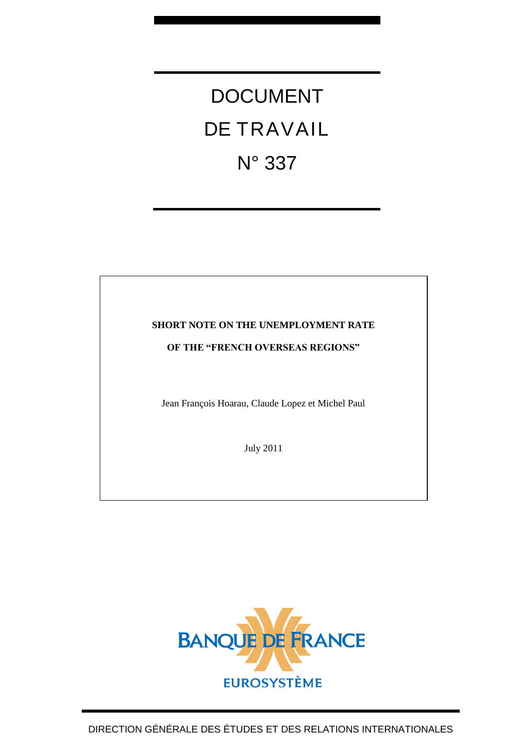# DOCUMENT DE TRAVAIL N° 337

**SHORT NOTE ON THE UNEMPLOYMENT RATE**

**OF THE "FRENCH OVERSEAS REGIONS"**

Jean François Hoarau, Claude Lopez et Michel Paul

July 2011

BANQUE DE FRANCE

EUROSYSTÈME

DIRECTION GÉNÉRALE DES ÉTUDES ET DES RELATIONS INTERNATIONALES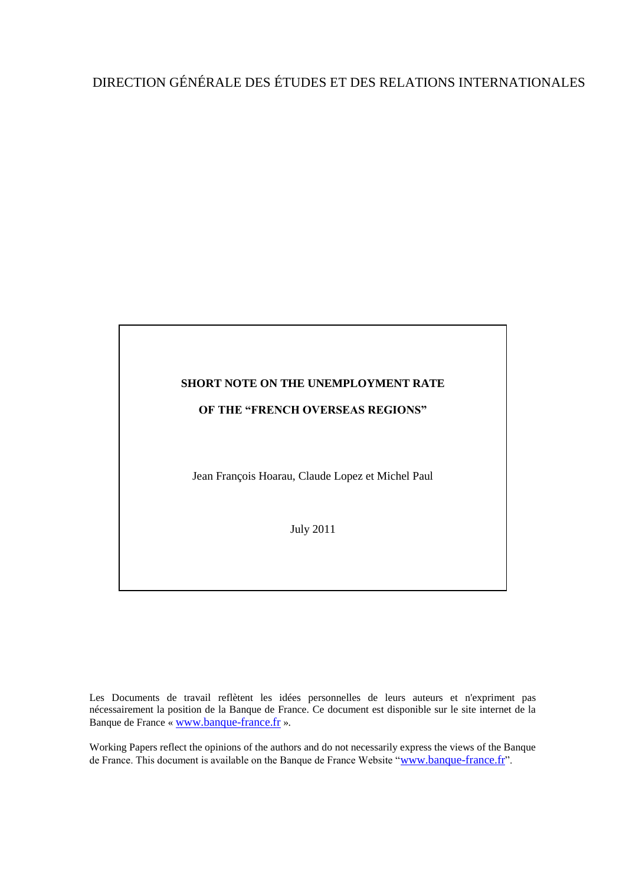DIRECTION GÉNÉRALE DES ÉTUDES ET DES RELATIONS INTERNATIONALES

**SHORT NOTE ON THE UNEMPLOYMENT RATE**

**OF THE "FRENCH OVERSEAS REGIONS"**

Jean François Hoarau, Claude Lopez et Michel Paul

July 2011

Les Documents de travail reflètent les idées personnelles de leurs auteurs et n'expriment pas nécessairement la position de la Banque de France. Ce document est disponible sur le site internet de la Banque de France « www.banque-france.fr ».

Working Papers reflect the opinions of the authors and do not necessarily express the views of the Banque de France. This document is available on the Banque de France Website "www.banque-france.fr".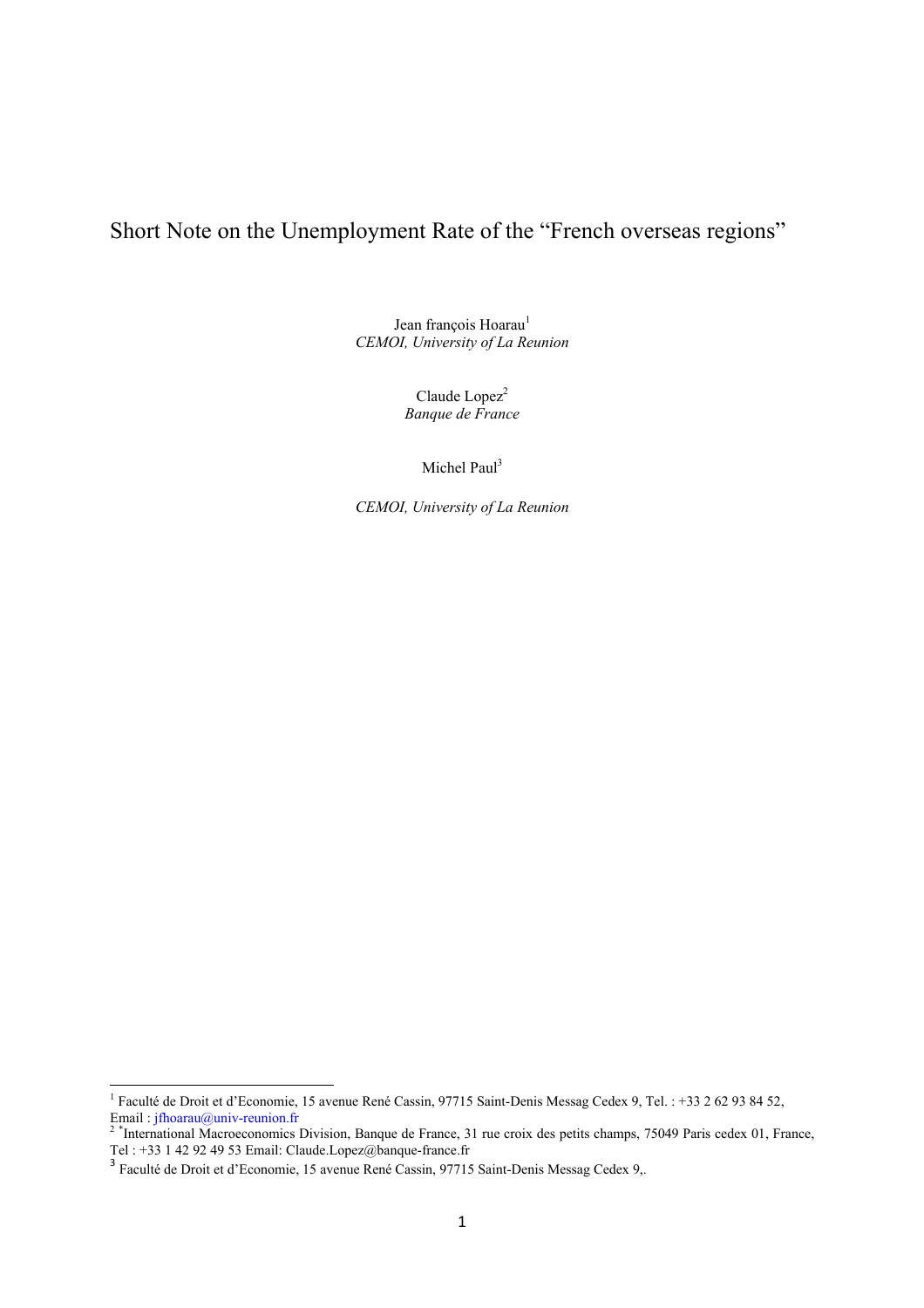# Short Note on the Unemployment Rate of the "French overseas regions"

Jean françois Hoarau[1]
*CEMOI, University of La Reunion*

Claude Lopez[2]
*Banque de France*

Michel Paul[3]

*CEMOI, University of La Reunion*

---

[1] Faculté de Droit et d'Economie, 15 avenue René Cassin, 97715 Saint-Denis Messag Cedex 9, Tel. : +33 2 62 93 84 52, Email : jfhoarau@univ-reunion.fr

[2] *International Macroeconomics Division, Banque de France, 31 rue croix des petits champs, 75049 Paris cedex 01, France, Tel : +33 1 42 92 49 53 Email: Claude.Lopez@banque-france.fr

[3] Faculté de Droit et d'Economie, 15 avenue René Cassin, 97715 Saint-Denis Messag Cedex 9,.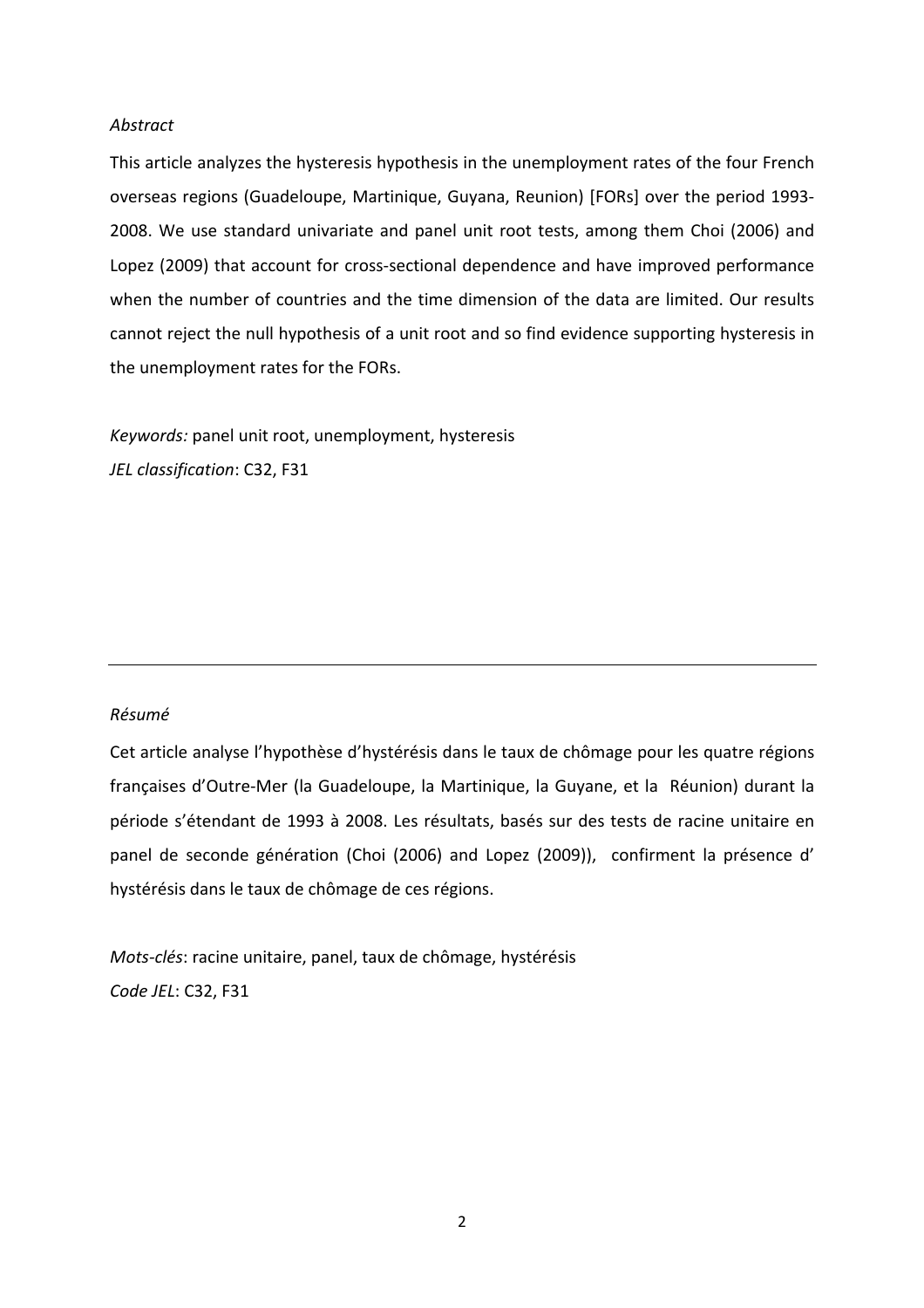*Abstract*

This article analyzes the hysteresis hypothesis in the unemployment rates of the four French overseas regions (Guadeloupe, Martinique, Guyana, Reunion) [FORs] over the period 1993-2008. We use standard univariate and panel unit root tests, among them Choi (2006) and Lopez (2009) that account for cross-sectional dependence and have improved performance when the number of countries and the time dimension of the data are limited. Our results cannot reject the null hypothesis of a unit root and so find evidence supporting hysteresis in the unemployment rates for the FORs.

*Keywords:* panel unit root, unemployment, hysteresis
*JEL classification*: C32, F31

---

*Résumé*

Cet article analyse l'hypothèse d'hystérésis dans le taux de chômage pour les quatre régions françaises d'Outre-Mer (la Guadeloupe, la Martinique, la Guyane, et la Réunion) durant la période s'étendant de 1993 à 2008. Les résultats, basés sur des tests de racine unitaire en panel de seconde génération (Choi (2006) and Lopez (2009)), confirment la présence d' hystérésis dans le taux de chômage de ces régions.

*Mots-clés*: racine unitaire, panel, taux de chômage, hystérésis
*Code JEL*: C32, F31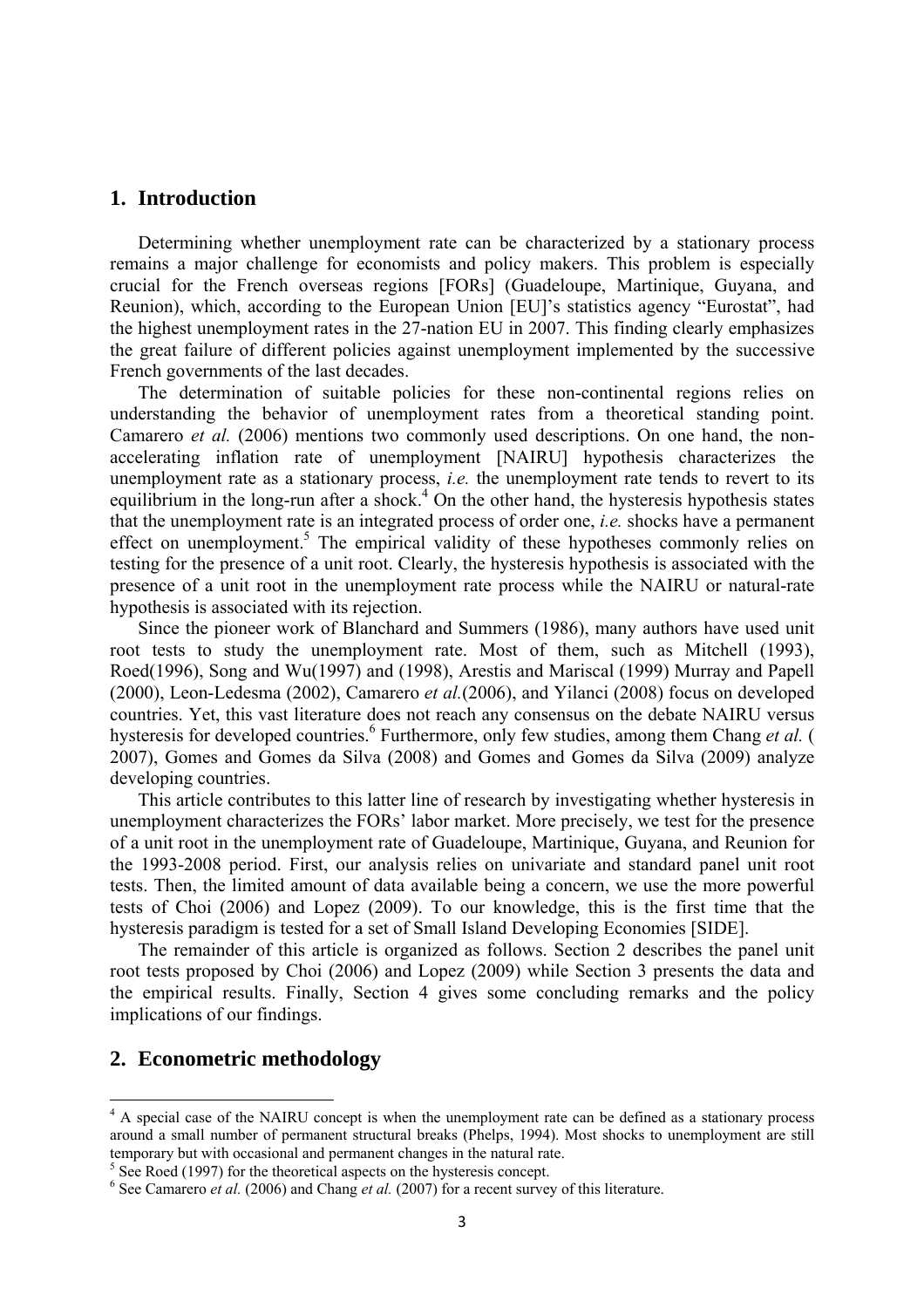## 1. Introduction

Determining whether unemployment rate can be characterized by a stationary process remains a major challenge for economists and policy makers. This problem is especially crucial for the French overseas regions [FORs] (Guadeloupe, Martinique, Guyana, and Reunion), which, according to the European Union [EU]'s statistics agency "Eurostat", had the highest unemployment rates in the 27-nation EU in 2007. This finding clearly emphasizes the great failure of different policies against unemployment implemented by the successive French governments of the last decades.

The determination of suitable policies for these non-continental regions relies on understanding the behavior of unemployment rates from a theoretical standing point. Camarero *et al.* (2006) mentions two commonly used descriptions. On one hand, the non-accelerating inflation rate of unemployment [NAIRU] hypothesis characterizes the unemployment rate as a stationary process, *i.e.* the unemployment rate tends to revert to its equilibrium in the long-run after a shock.[4] On the other hand, the hysteresis hypothesis states that the unemployment rate is an integrated process of order one, *i.e.* shocks have a permanent effect on unemployment.[5] The empirical validity of these hypotheses commonly relies on testing for the presence of a unit root. Clearly, the hysteresis hypothesis is associated with the presence of a unit root in the unemployment rate process while the NAIRU or natural-rate hypothesis is associated with its rejection.

Since the pioneer work of Blanchard and Summers (1986), many authors have used unit root tests to study the unemployment rate. Most of them, such as Mitchell (1993), Roed(1996), Song and Wu(1997) and (1998), Arestis and Mariscal (1999) Murray and Papell (2000), Leon-Ledesma (2002), Camarero *et al.*(2006), and Yilanci (2008) focus on developed countries. Yet, this vast literature does not reach any consensus on the debate NAIRU versus hysteresis for developed countries.[6] Furthermore, only few studies, among them Chang *et al.* ( 2007), Gomes and Gomes da Silva (2008) and Gomes and Gomes da Silva (2009) analyze developing countries.

This article contributes to this latter line of research by investigating whether hysteresis in unemployment characterizes the FORs' labor market. More precisely, we test for the presence of a unit root in the unemployment rate of Guadeloupe, Martinique, Guyana, and Reunion for the 1993-2008 period. First, our analysis relies on univariate and standard panel unit root tests. Then, the limited amount of data available being a concern, we use the more powerful tests of Choi (2006) and Lopez (2009). To our knowledge, this is the first time that the hysteresis paradigm is tested for a set of Small Island Developing Economies [SIDE].

The remainder of this article is organized as follows. Section 2 describes the panel unit root tests proposed by Choi (2006) and Lopez (2009) while Section 3 presents the data and the empirical results. Finally, Section 4 gives some concluding remarks and the policy implications of our findings.

## 2. Econometric methodology

---

[4] A special case of the NAIRU concept is when the unemployment rate can be defined as a stationary process around a small number of permanent structural breaks (Phelps, 1994). Most shocks to unemployment are still temporary but with occasional and permanent changes in the natural rate.

[5] See Roed (1997) for the theoretical aspects on the hysteresis concept.

[6] See Camarero *et al.* (2006) and Chang *et al.* (2007) for a recent survey of this literature.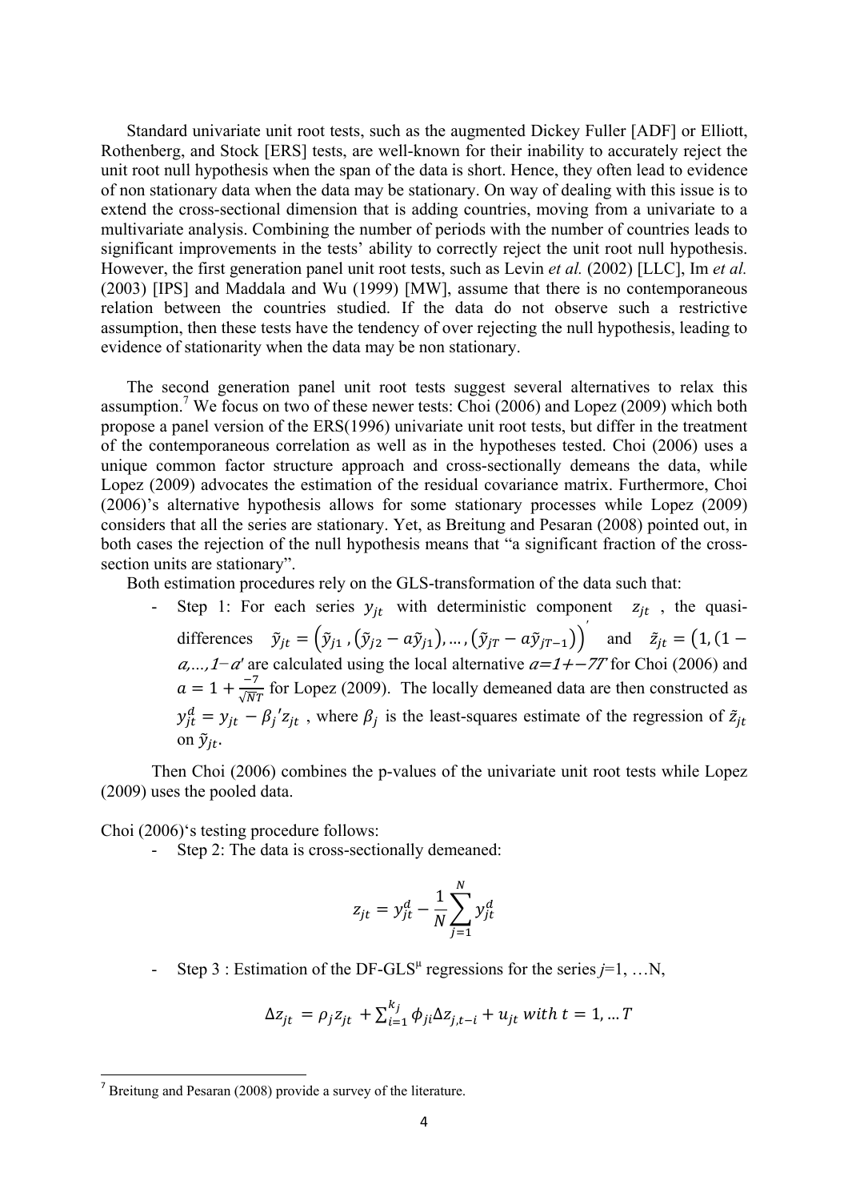Standard univariate unit root tests, such as the augmented Dickey Fuller [ADF] or Elliott, Rothenberg, and Stock [ERS] tests, are well-known for their inability to accurately reject the unit root null hypothesis when the span of the data is short. Hence, they often lead to evidence of non stationary data when the data may be stationary. On way of dealing with this issue is to extend the cross-sectional dimension that is adding countries, moving from a univariate to a multivariate analysis. Combining the number of periods with the number of countries leads to significant improvements in the tests' ability to correctly reject the unit root null hypothesis. However, the first generation panel unit root tests, such as Levin *et al.* (2002) [LLC], Im *et al.* (2003) [IPS] and Maddala and Wu (1999) [MW], assume that there is no contemporaneous relation between the countries studied. If the data do not observe such a restrictive assumption, then these tests have the tendency of over rejecting the null hypothesis, leading to evidence of stationarity when the data may be non stationary.

The second generation panel unit root tests suggest several alternatives to relax this assumption.[7] We focus on two of these newer tests: Choi (2006) and Lopez (2009) which both propose a panel version of the ERS(1996) univariate unit root tests, but differ in the treatment of the contemporaneous correlation as well as in the hypotheses tested. Choi (2006) uses a unique common factor structure approach and cross-sectionally demeans the data, while Lopez (2009) advocates the estimation of the residual covariance matrix. Furthermore, Choi (2006)'s alternative hypothesis allows for some stationary processes while Lopez (2009) considers that all the series are stationary. Yet, as Breitung and Pesaran (2008) pointed out, in both cases the rejection of the null hypothesis means that "a significant fraction of the cross-section units are stationary".

Both estimation procedures rely on the GLS-transformation of the data such that:

- Step 1: For each series $y_{jt}$ with deterministic component $z_{jt}$, the quasi-differences $\tilde{y}_{jt} = \left(\tilde{y}_{j1}, (\tilde{y}_{j2} - a\tilde{y}_{j1}), \dots, (\tilde{y}_{jT} - a\tilde{y}_{jT-1})\right)'$ and $\tilde{z}_{jt} = (1, (1-a, \dots, 1-a'$ are calculated using the local alternative $a=1+-7T$ for Choi (2006) and $a = 1 + \frac{-7}{\sqrt{NT}}$ for Lopez (2009). The locally demeaned data are then constructed as $y_{jt}^{d} = y_{jt} - \beta_j{}' z_{jt}$, where $\beta_j$ is the least-squares estimate of the regression of $\tilde{z}_{jt}$ on $\tilde{y}_{jt}$.

Then Choi (2006) combines the p-values of the univariate unit root tests while Lopez (2009) uses the pooled data.

Choi (2006)'s testing procedure follows:

- Step 2: The data is cross-sectionally demeaned:

$$z_{jt} = y_{jt}^{d} - \frac{1}{N}\sum_{j=1}^{N} y_{jt}^{d}$$

- Step 3 : Estimation of the DF-GLS$^{\mu}$ regressions for the series $j$=1, …N,

$$\Delta z_{jt} = \rho_j z_{jt} + \sum_{i=1}^{k_j} \phi_{ji} \Delta z_{j,t-i} + u_{jt} \; with \; t = 1, \dots T$$

[7] Breitung and Pesaran (2008) provide a survey of the literature.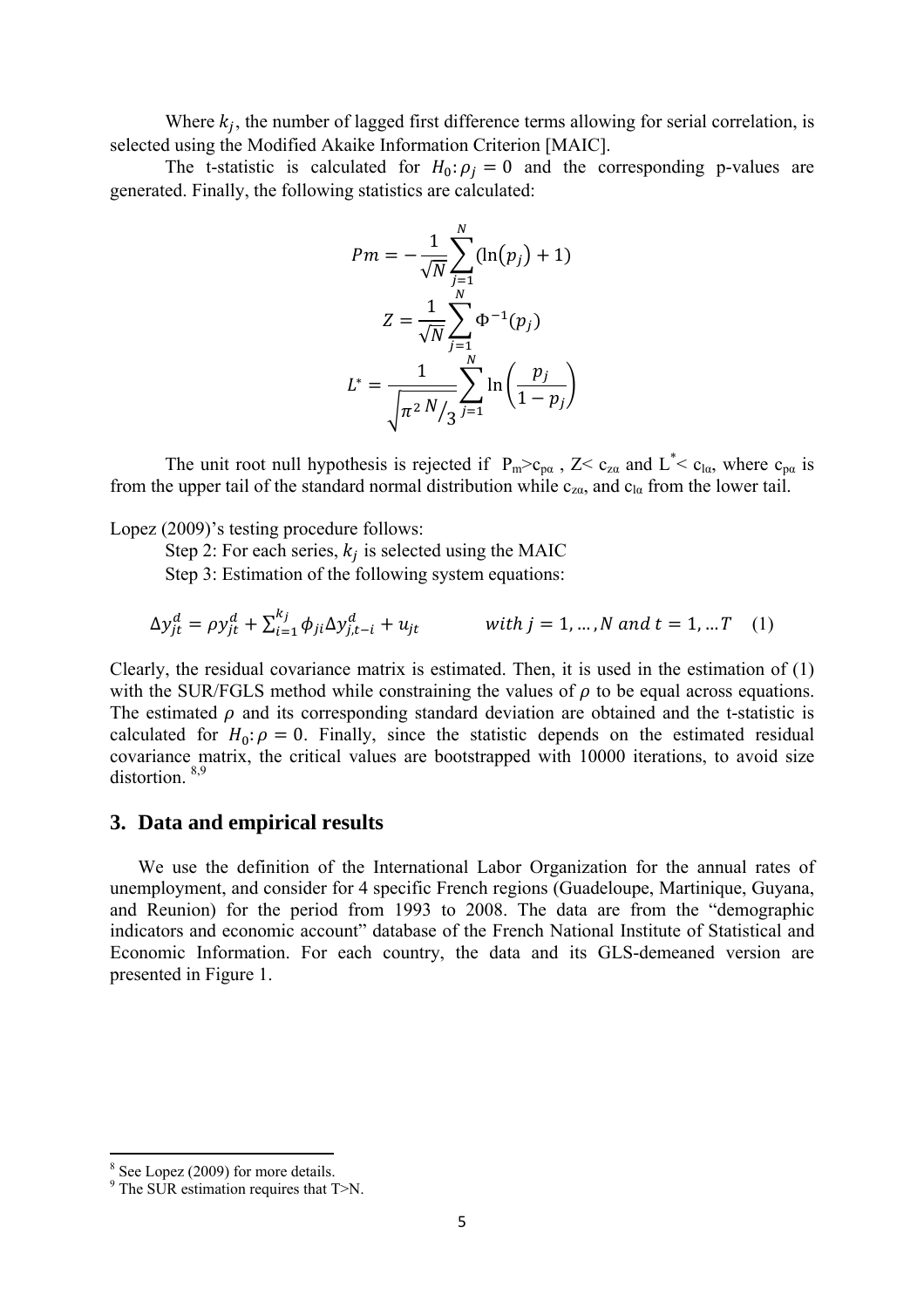Where $k_j$, the number of lagged first difference terms allowing for serial correlation, is selected using the Modified Akaike Information Criterion [MAIC].

The t-statistic is calculated for $H_0: \rho_j = 0$ and the corresponding p-values are generated. Finally, the following statistics are calculated:

$$Pm = -\frac{1}{\sqrt{N}} \sum_{j=1}^{N} (\ln(p_j) + 1)$$

$$Z = \frac{1}{\sqrt{N}} \sum_{j=1}^{N} \Phi^{-1}(p_j)$$

$$L^* = \frac{1}{\sqrt{\pi^2 N/3}} \sum_{j=1}^{N} \ln\left(\frac{p_j}{1-p_j}\right)$$

The unit root null hypothesis is rejected if $P_m > c_{p\alpha}$, $Z < c_{z\alpha}$ and $L^* < c_{l\alpha}$, where $c_{p\alpha}$ is from the upper tail of the standard normal distribution while $c_{z\alpha}$, and $c_{l\alpha}$ from the lower tail.

Lopez (2009)'s testing procedure follows:

Step 2: For each series, $k_j$ is selected using the MAIC

Step 3: Estimation of the following system equations:

$$\Delta y_{jt}^d = \rho y_{jt}^d + \sum_{i=1}^{k_j} \phi_{ji} \Delta y_{j,t-i}^d + u_{jt} \qquad with\ j = 1, \dots, N\ and\ t = 1, \dots T \quad (1)$$

Clearly, the residual covariance matrix is estimated. Then, it is used in the estimation of (1) with the SUR/FGLS method while constraining the values of $\rho$ to be equal across equations. The estimated $\rho$ and its corresponding standard deviation are obtained and the t-statistic is calculated for $H_0: \rho = 0$. Finally, since the statistic depends on the estimated residual covariance matrix, the critical values are bootstrapped with 10000 iterations, to avoid size distortion. [8,9]

## 3. Data and empirical results

We use the definition of the International Labor Organization for the annual rates of unemployment, and consider for 4 specific French regions (Guadeloupe, Martinique, Guyana, and Reunion) for the period from 1993 to 2008. The data are from the "demographic indicators and economic account" database of the French National Institute of Statistical and Economic Information. For each country, the data and its GLS-demeaned version are presented in Figure 1.

---

[8] See Lopez (2009) for more details.

[9] The SUR estimation requires that T>N.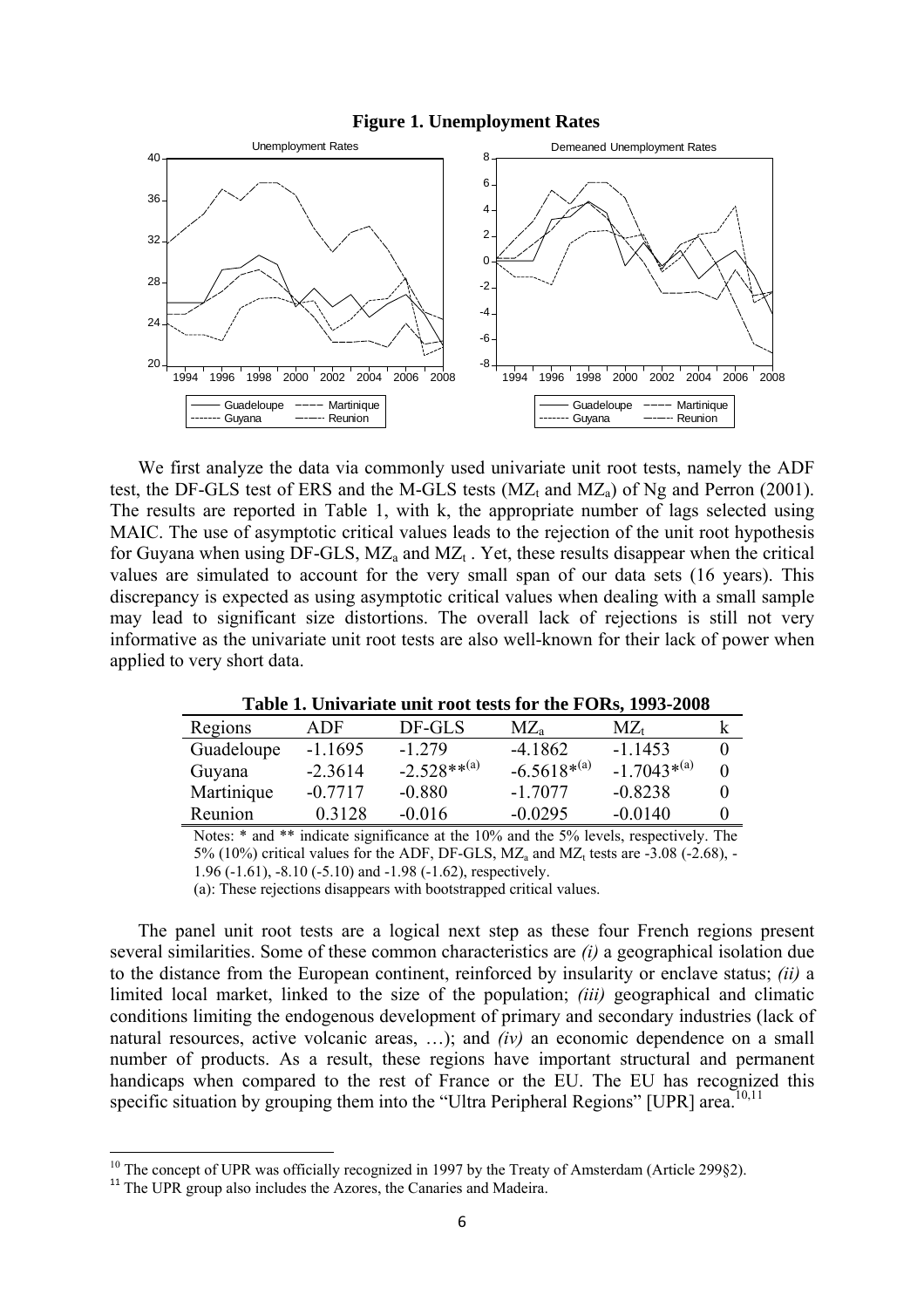**Figure 1. Unemployment Rates**

We first analyze the data via commonly used univariate unit root tests, namely the ADF test, the DF-GLS test of ERS and the M-GLS tests ($MZ_t$ and $MZ_a$) of Ng and Perron (2001). The results are reported in Table 1, with k, the appropriate number of lags selected using MAIC. The use of asymptotic critical values leads to the rejection of the unit root hypothesis for Guyana when using DF-GLS, $MZ_a$ and $MZ_t$ . Yet, these results disappear when the critical values are simulated to account for the very small span of our data sets (16 years). This discrepancy is expected as using asymptotic critical values when dealing with a small sample may lead to significant size distortions. The overall lack of rejections is still not very informative as the univariate unit root tests are also well-known for their lack of power when applied to very short data.

**Table 1. Univariate unit root tests for the FORs, 1993-2008**

| Regions | ADF | DF-GLS | $MZ_a$ | $MZ_t$ | k |
|---|---|---|---|---|---|
| Guadeloupe | -1.1695 | -1.279 | -4.1862 | -1.1453 | 0 |
| Guyana | -2.3614 | -2.528**(a) | -6.5618*(a) | -1.7043*(a) | 0 |
| Martinique | -0.7717 | -0.880 | -1.7077 | -0.8238 | 0 |
| Reunion | 0.3128 | -0.016 | -0.0295 | -0.0140 | 0 |

Notes: * and ** indicate significance at the 10% and the 5% levels, respectively. The 5% (10%) critical values for the ADF, DF-GLS, $MZ_a$ and $MZ_t$ tests are -3.08 (-2.68), -1.96 (-1.61), -8.10 (-5.10) and -1.98 (-1.62), respectively.
(a): These rejections disappears with bootstrapped critical values.

The panel unit root tests are a logical next step as these four French regions present several similarities. Some of these common characteristics are *(i)* a geographical isolation due to the distance from the European continent, reinforced by insularity or enclave status; *(ii)* a limited local market, linked to the size of the population; *(iii)* geographical and climatic conditions limiting the endogenous development of primary and secondary industries (lack of natural resources, active volcanic areas, …); and *(iv)* an economic dependence on a small number of products. As a result, these regions have important structural and permanent handicaps when compared to the rest of France or the EU. The EU has recognized this specific situation by grouping them into the "Ultra Peripheral Regions" [UPR] area.[10,11]

[10] The concept of UPR was officially recognized in 1997 by the Treaty of Amsterdam (Article 299§2).
[11] The UPR group also includes the Azores, the Canaries and Madeira.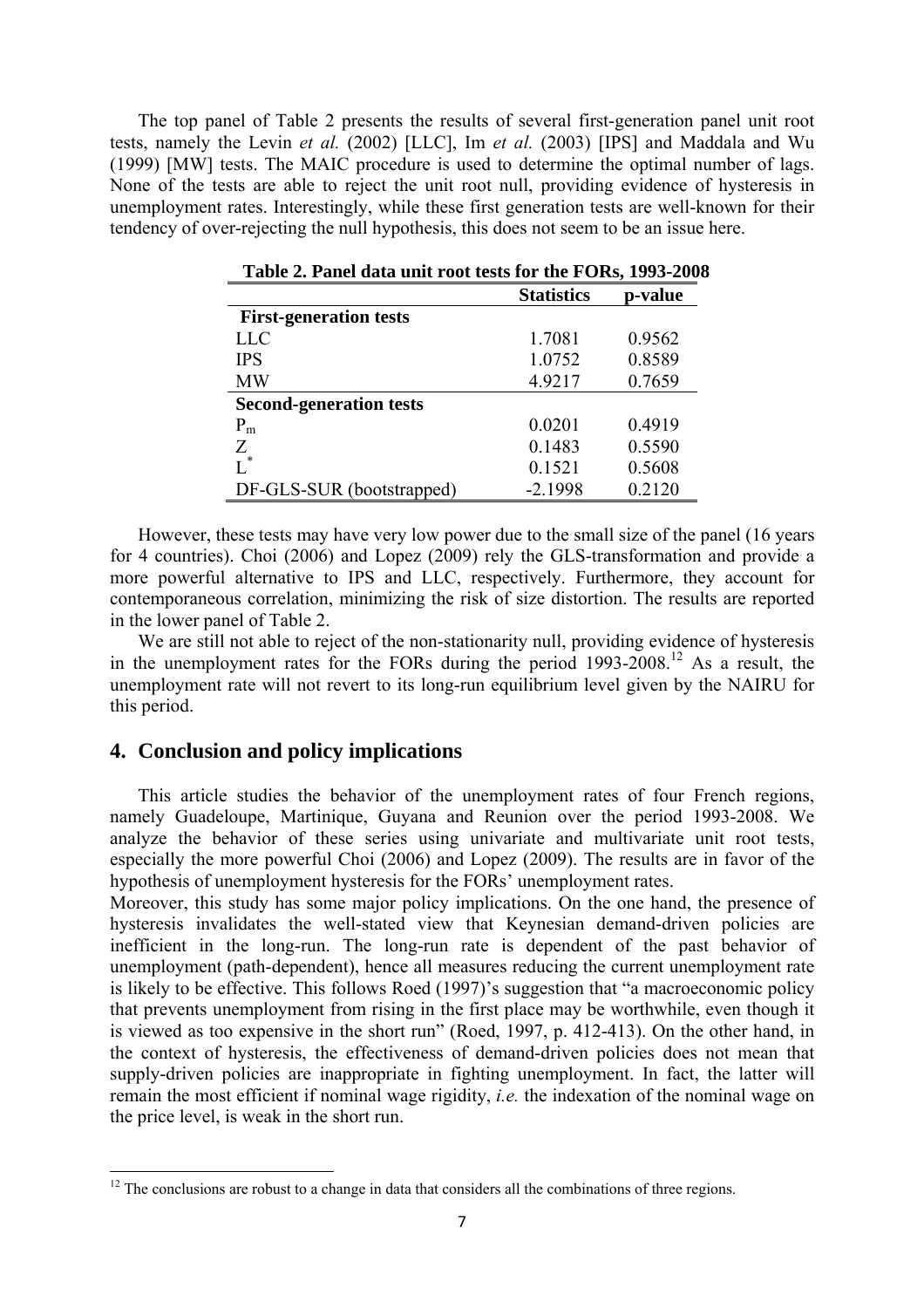The top panel of Table 2 presents the results of several first-generation panel unit root tests, namely the Levin *et al.* (2002) [LLC], Im *et al.* (2003) [IPS] and Maddala and Wu (1999) [MW] tests. The MAIC procedure is used to determine the optimal number of lags. None of the tests are able to reject the unit root null, providing evidence of hysteresis in unemployment rates. Interestingly, while these first generation tests are well-known for their tendency of over-rejecting the null hypothesis, this does not seem to be an issue here.

**Table 2. Panel data unit root tests for the FORs, 1993-2008**

| | **Statistics** | **p-value** |
|---|---|---|
| **First-generation tests** | | |
| LLC | 1.7081 | 0.9562 |
| IPS | 1.0752 | 0.8589 |
| MW | 4.9217 | 0.7659 |
| **Second-generation tests** | | |
| $P_m$ | 0.0201 | 0.4919 |
| $Z$ | 0.1483 | 0.5590 |
| $L^*$ | 0.1521 | 0.5608 |
| DF-GLS-SUR (bootstrapped) | -2.1998 | 0.2120 |

However, these tests may have very low power due to the small size of the panel (16 years for 4 countries). Choi (2006) and Lopez (2009) rely the GLS-transformation and provide a more powerful alternative to IPS and LLC, respectively. Furthermore, they account for contemporaneous correlation, minimizing the risk of size distortion. The results are reported in the lower panel of Table 2.

We are still not able to reject of the non-stationarity null, providing evidence of hysteresis in the unemployment rates for the FORs during the period 1993-2008.[12] As a result, the unemployment rate will not revert to its long-run equilibrium level given by the NAIRU for this period.

## 4. Conclusion and policy implications

This article studies the behavior of the unemployment rates of four French regions, namely Guadeloupe, Martinique, Guyana and Reunion over the period 1993-2008. We analyze the behavior of these series using univariate and multivariate unit root tests, especially the more powerful Choi (2006) and Lopez (2009). The results are in favor of the hypothesis of unemployment hysteresis for the FORs' unemployment rates.

Moreover, this study has some major policy implications. On the one hand, the presence of hysteresis invalidates the well-stated view that Keynesian demand-driven policies are inefficient in the long-run. The long-run rate is dependent of the past behavior of unemployment (path-dependent), hence all measures reducing the current unemployment rate is likely to be effective. This follows Roed (1997)'s suggestion that "a macroeconomic policy that prevents unemployment from rising in the first place may be worthwhile, even though it is viewed as too expensive in the short run" (Roed, 1997, p. 412-413). On the other hand, in the context of hysteresis, the effectiveness of demand-driven policies does not mean that supply-driven policies are inappropriate in fighting unemployment. In fact, the latter will remain the most efficient if nominal wage rigidity, *i.e.* the indexation of the nominal wage on the price level, is weak in the short run.

[12] The conclusions are robust to a change in data that considers all the combinations of three regions.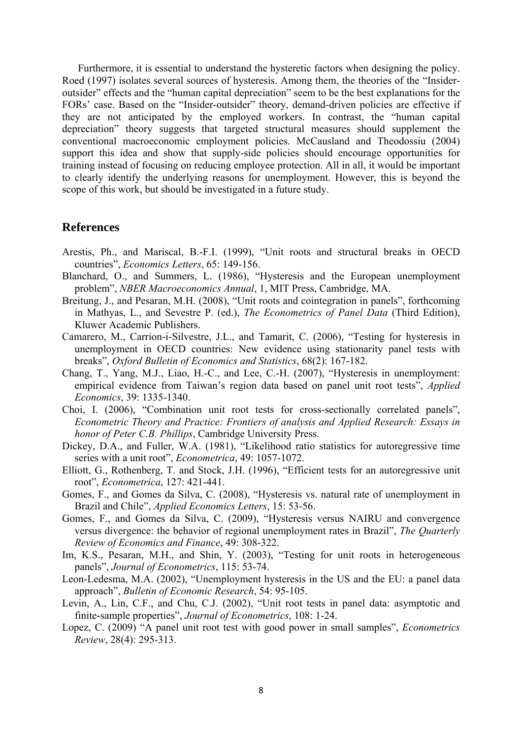Furthermore, it is essential to understand the hysteretic factors when designing the policy. Roed (1997) isolates several sources of hysteresis. Among them, the theories of the "Insider-outsider" effects and the "human capital depreciation" seem to be the best explanations for the FORs' case. Based on the "Insider-outsider" theory, demand-driven policies are effective if they are not anticipated by the employed workers. In contrast, the "human capital depreciation" theory suggests that targeted structural measures should supplement the conventional macroeconomic employment policies. McCausland and Theodossiu (2004) support this idea and show that supply-side policies should encourage opportunities for training instead of focusing on reducing employee protection. All in all, it would be important to clearly identify the underlying reasons for unemployment. However, this is beyond the scope of this work, but should be investigated in a future study.

## References

Arestis, Ph., and Mariscal, B.-F.I. (1999), "Unit roots and structural breaks in OECD countries", *Economics Letters*, 65: 149-156.

Blanchard, O., and Summers, L. (1986), "Hysteresis and the European unemployment problem", *NBER Macroeconomics Annual*, 1, MIT Press, Cambridge, MA.

Breitung, J., and Pesaran, M.H. (2008), "Unit roots and cointegration in panels", forthcoming in Mathyas, L., and Sevestre P. (ed.), *The Econometrics of Panel Data* (Third Edition), Kluwer Academic Publishers.

Camarero, M., Carrion-i-Silvestre, J.L., and Tamarit, C. (2006), "Testing for hysteresis in unemployment in OECD countries: New evidence using stationarity panel tests with breaks", *Oxford Bulletin of Economics and Statistics*, 68(2): 167-182.

Chang, T., Yang, M.J., Liao, H.-C., and Lee, C.-H. (2007), "Hysteresis in unemployment: empirical evidence from Taiwan's region data based on panel unit root tests", *Applied Economics*, 39: 1335-1340.

Choi, I. (2006), "Combination unit root tests for cross-sectionally correlated panels", *Econometric Theory and Practice: Frontiers of analysis and Applied Research: Essays in honor of Peter C.B. Phillips*, Cambridge University Press.

Dickey, D.A., and Fuller, W.A. (1981), "Likelihood ratio statistics for autoregressive time series with a unit root", *Econometrica*, 49: 1057-1072.

Elliott, G., Rothenberg, T. and Stock, J.H. (1996), "Efficient tests for an autoregressive unit root", *Econometrica*, 127: 421-441.

Gomes, F., and Gomes da Silva, C. (2008), "Hysteresis vs. natural rate of unemployment in Brazil and Chile", *Applied Economics Letters*, 15: 53-56.

Gomes, F., and Gomes da Silva, C. (2009), "Hysteresis versus NAIRU and convergence versus divergence: the behavior of regional unemployment rates in Brazil", *The Quarterly Review of Economics and Finance*, 49: 308-322.

Im, K.S., Pesaran, M.H., and Shin, Y. (2003), "Testing for unit roots in heterogeneous panels", *Journal of Econometrics*, 115: 53-74.

Leon-Ledesma, M.A. (2002), "Unemployment hysteresis in the US and the EU: a panel data approach", *Bulletin of Economic Research*, 54: 95-105.

Levin, A., Lin, C.F., and Chu, C.J. (2002), "Unit root tests in panel data: asymptotic and finite-sample properties", *Journal of Econometrics*, 108: 1-24.

Lopez, C. (2009) "A panel unit root test with good power in small samples", *Econometrics Review*, 28(4): 295-313.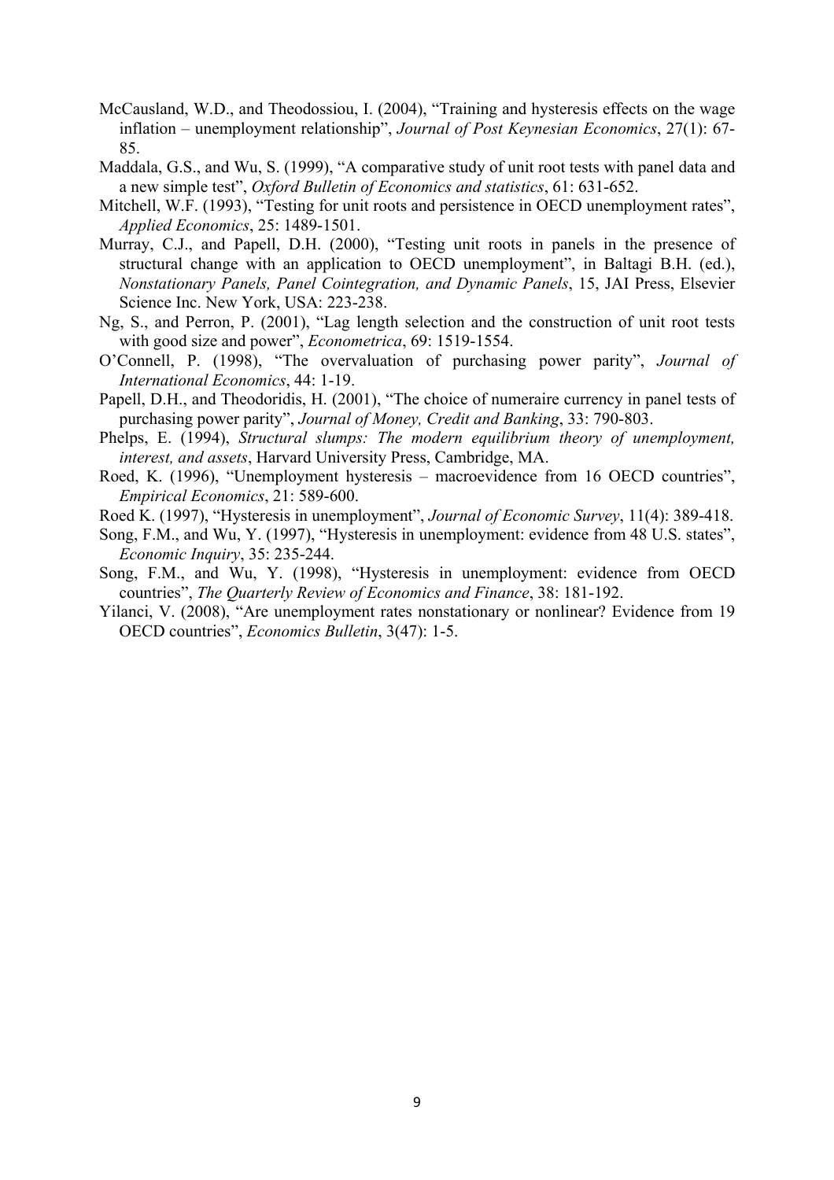McCausland, W.D., and Theodossiou, I. (2004), "Training and hysteresis effects on the wage inflation – unemployment relationship", *Journal of Post Keynesian Economics*, 27(1): 67-85.

Maddala, G.S., and Wu, S. (1999), "A comparative study of unit root tests with panel data and a new simple test", *Oxford Bulletin of Economics and statistics*, 61: 631-652.

Mitchell, W.F. (1993), "Testing for unit roots and persistence in OECD unemployment rates", *Applied Economics*, 25: 1489-1501.

Murray, C.J., and Papell, D.H. (2000), "Testing unit roots in panels in the presence of structural change with an application to OECD unemployment", in Baltagi B.H. (ed.), *Nonstationary Panels, Panel Cointegration, and Dynamic Panels*, 15, JAI Press, Elsevier Science Inc. New York, USA: 223-238.

Ng, S., and Perron, P. (2001), "Lag length selection and the construction of unit root tests with good size and power", *Econometrica*, 69: 1519-1554.

O'Connell, P. (1998), "The overvaluation of purchasing power parity", *Journal of International Economics*, 44: 1-19.

Papell, D.H., and Theodoridis, H. (2001), "The choice of numeraire currency in panel tests of purchasing power parity", *Journal of Money, Credit and Banking*, 33: 790-803.

Phelps, E. (1994), *Structural slumps: The modern equilibrium theory of unemployment, interest, and assets*, Harvard University Press, Cambridge, MA.

Roed, K. (1996), "Unemployment hysteresis – macroevidence from 16 OECD countries", *Empirical Economics*, 21: 589-600.

Roed K. (1997), "Hysteresis in unemployment", *Journal of Economic Survey*, 11(4): 389-418.

Song, F.M., and Wu, Y. (1997), "Hysteresis in unemployment: evidence from 48 U.S. states", *Economic Inquiry*, 35: 235-244.

Song, F.M., and Wu, Y. (1998), "Hysteresis in unemployment: evidence from OECD countries", *The Quarterly Review of Economics and Finance*, 38: 181-192.

Yilanci, V. (2008), "Are unemployment rates nonstationary or nonlinear? Evidence from 19 OECD countries", *Economics Bulletin*, 3(47): 1-5.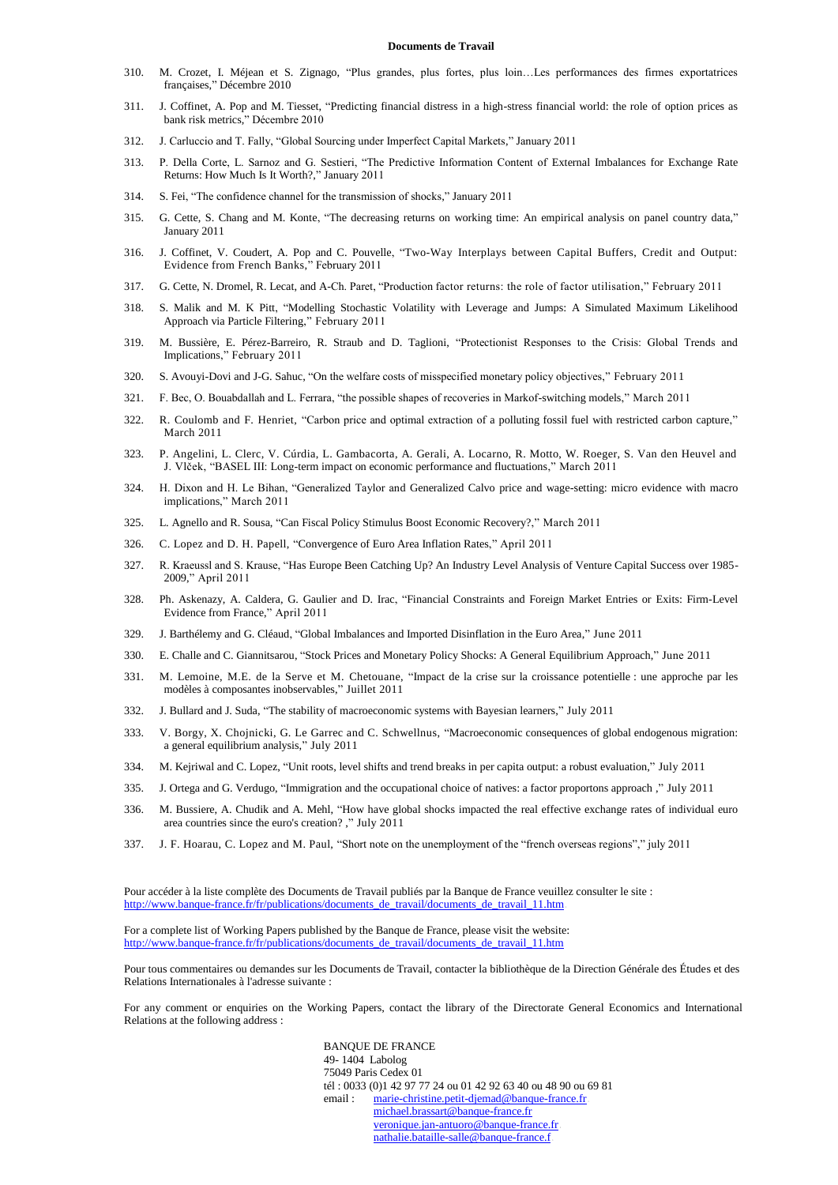**Documents de Travail**

310. M. Crozet, I. Méjean et S. Zignago, "Plus grandes, plus fortes, plus loin…Les performances des firmes exportatrices françaises," Décembre 2010

311. J. Coffinet, A. Pop and M. Tiesset, "Predicting financial distress in a high-stress financial world: the role of option prices as bank risk metrics," Décembre 2010

312. J. Carluccio and T. Fally, "Global Sourcing under Imperfect Capital Markets," January 2011

313. P. Della Corte, L. Sarnoz and G. Sestieri, "The Predictive Information Content of External Imbalances for Exchange Rate Returns: How Much Is It Worth?," January 2011

314. S. Fei, "The confidence channel for the transmission of shocks," January 2011

315. G. Cette, S. Chang and M. Konte, "The decreasing returns on working time: An empirical analysis on panel country data," January 2011

316. J. Coffinet, V. Coudert, A. Pop and C. Pouvelle, "Two-Way Interplays between Capital Buffers, Credit and Output: Evidence from French Banks," February 2011

317. G. Cette, N. Dromel, R. Lecat, and A-Ch. Paret, "Production factor returns: the role of factor utilisation," February 2011

318. S. Malik and M. K Pitt, "Modelling Stochastic Volatility with Leverage and Jumps: A Simulated Maximum Likelihood Approach via Particle Filtering," February 2011

319. M. Bussière, E. Pérez-Barreiro, R. Straub and D. Taglioni, "Protectionist Responses to the Crisis: Global Trends and Implications," February 2011

320. S. Avouyi-Dovi and J-G. Sahuc, "On the welfare costs of misspecified monetary policy objectives," February 2011

321. F. Bec, O. Bouabdallah and L. Ferrara, "the possible shapes of recoveries in Markof-switching models," March 2011

322. R. Coulomb and F. Henriet, "Carbon price and optimal extraction of a polluting fossil fuel with restricted carbon capture," March 2011

323. P. Angelini, L. Clerc, V. Cúrdia, L. Gambacorta, A. Gerali, A. Locarno, R. Motto, W. Roeger, S. Van den Heuvel and J. Vlček, "BASEL III: Long-term impact on economic performance and fluctuations," March 2011

324. H. Dixon and H. Le Bihan, "Generalized Taylor and Generalized Calvo price and wage-setting: micro evidence with macro implications," March 2011

325. L. Agnello and R. Sousa, "Can Fiscal Policy Stimulus Boost Economic Recovery?," March 2011

326. C. Lopez and D. H. Papell, "Convergence of Euro Area Inflation Rates," April 2011

327. R. Kraeussl and S. Krause, "Has Europe Been Catching Up? An Industry Level Analysis of Venture Capital Success over 1985-2009," April 2011

328. Ph. Askenazy, A. Caldera, G. Gaulier and D. Irac, "Financial Constraints and Foreign Market Entries or Exits: Firm-Level Evidence from France," April 2011

329. J. Barthélemy and G. Cléaud, "Global Imbalances and Imported Disinflation in the Euro Area," June 2011

330. E. Challe and C. Giannitsarou, "Stock Prices and Monetary Policy Shocks: A General Equilibrium Approach," June 2011

331. M. Lemoine, M.E. de la Serve et M. Chetouane, "Impact de la crise sur la croissance potentielle : une approche par les modèles à composantes inobservables," Juillet 2011

332. J. Bullard and J. Suda, "The stability of macroeconomic systems with Bayesian learners," July 2011

333. V. Borgy, X. Chojnicki, G. Le Garrec and C. Schwellnus, "Macroeconomic consequences of global endogenous migration: a general equilibrium analysis," July 2011

334. M. Kejriwal and C. Lopez, "Unit roots, level shifts and trend breaks in per capita output: a robust evaluation," July 2011

335. J. Ortega and G. Verdugo, "Immigration and the occupational choice of natives: a factor proportons approach ," July 2011

336. M. Bussiere, A. Chudik and A. Mehl, "How have global shocks impacted the real effective exchange rates of individual euro area countries since the euro's creation? ," July 2011

337. J. F. Hoarau, C. Lopez and M. Paul, "Short note on the unemployment of the "french overseas regions"," july 2011

Pour accéder à la liste complète des Documents de Travail publiés par la Banque de France veuillez consulter le site : http://www.banque-france.fr/fr/publications/documents_de_travail/documents_de_travail_11.htm

For a complete list of Working Papers published by the Banque de France, please visit the website: http://www.banque-france.fr/fr/publications/documents_de_travail/documents_de_travail_11.htm

Pour tous commentaires ou demandes sur les Documents de Travail, contacter la bibliothèque de la Direction Générale des Études et des Relations Internationales à l'adresse suivante :

For any comment or enquiries on the Working Papers, contact the library of the Directorate General Economics and International Relations at the following address :

BANQUE DE FRANCE
49- 1404 Labolog
75049 Paris Cedex 01
tél : 0033 (0)1 42 97 77 24 ou 01 42 92 63 40 ou 48 90 ou 69 81
email : marie-christine.petit-djemad@banque-france.fr
michael.brassart@banque-france.fr
veronique.jan-antuoro@banque-france.fr
nathalie.bataille-salle@banque-france.f